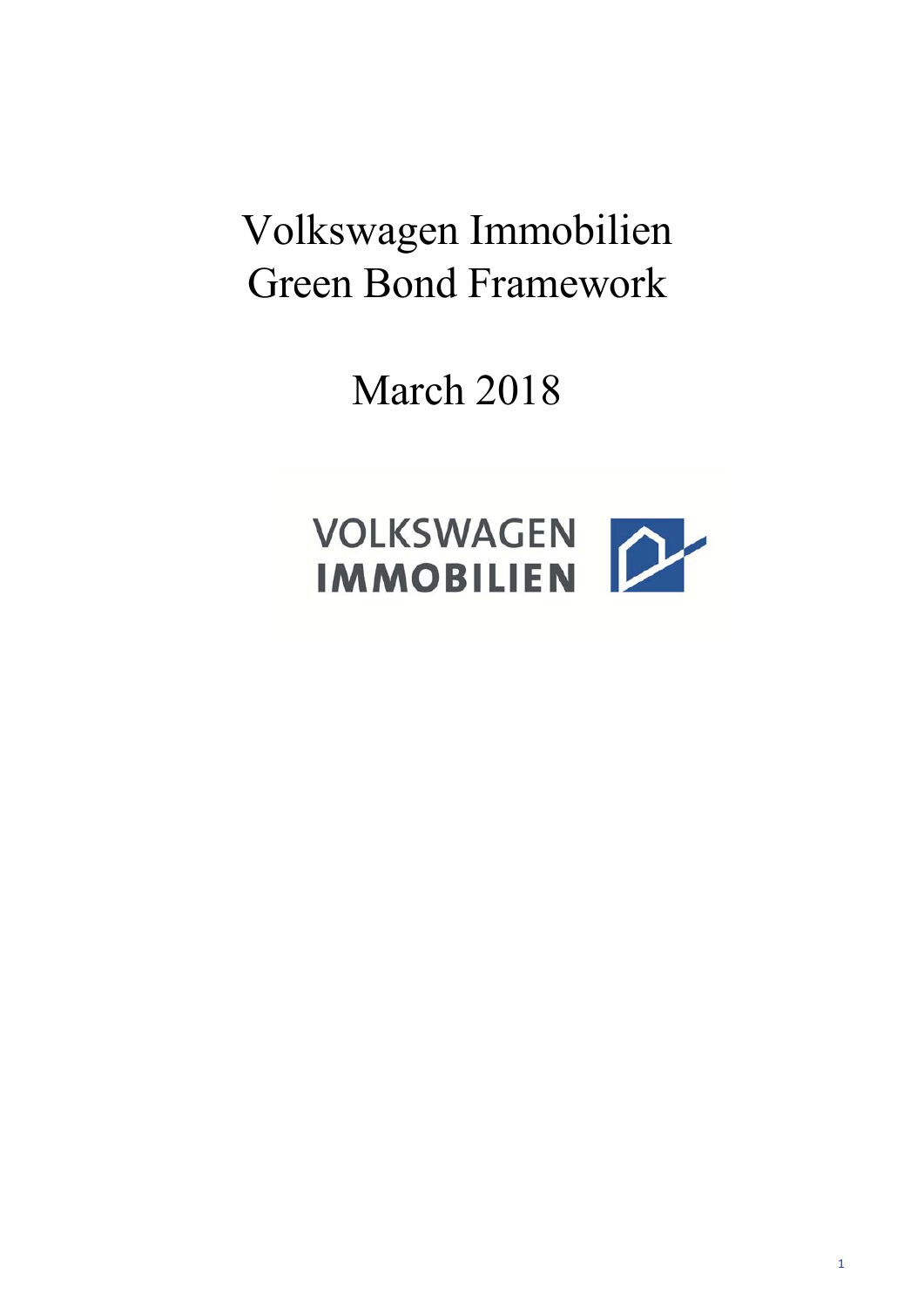# Volkswagen Immobilien Green Bond Framework

March 2018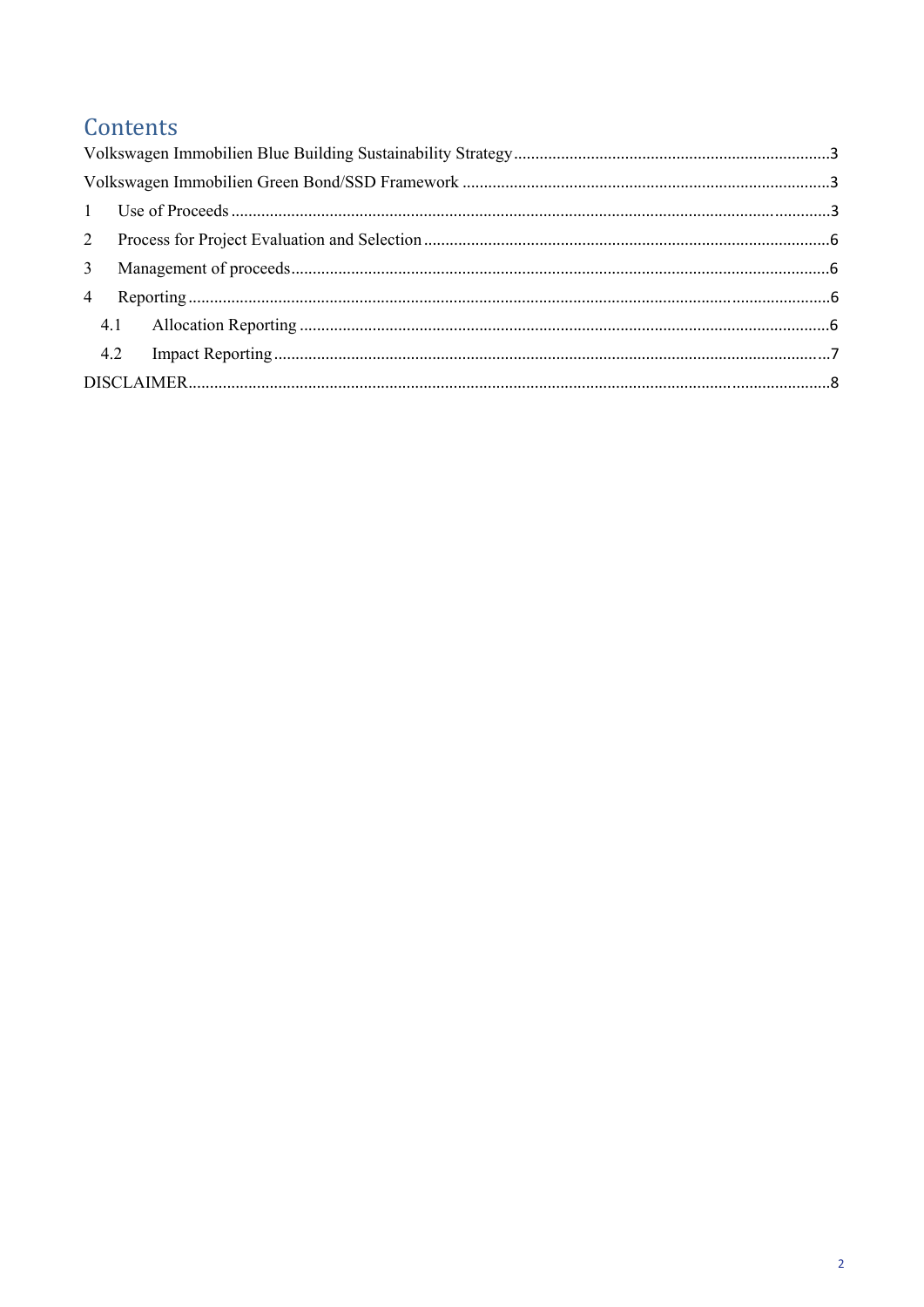# Contents

Volkswagen Immobilien Blue Building Sustainability Strategy ........................................................................3

Volkswagen Immobilien Green Bond/SSD Framework ....................................................................................3

1 Use of Proceeds ..........................................................................................................................................3

2 Process for Project Evaluation and Selection .............................................................................................6

3 Management of proceeds ............................................................................................................................6

4 Reporting ....................................................................................................................................................6

4.1 Allocation Reporting .................................................................................................................................6

4.2 Impact Reporting .......................................................................................................................................7

DISCLAIMER ...................................................................................................................................................8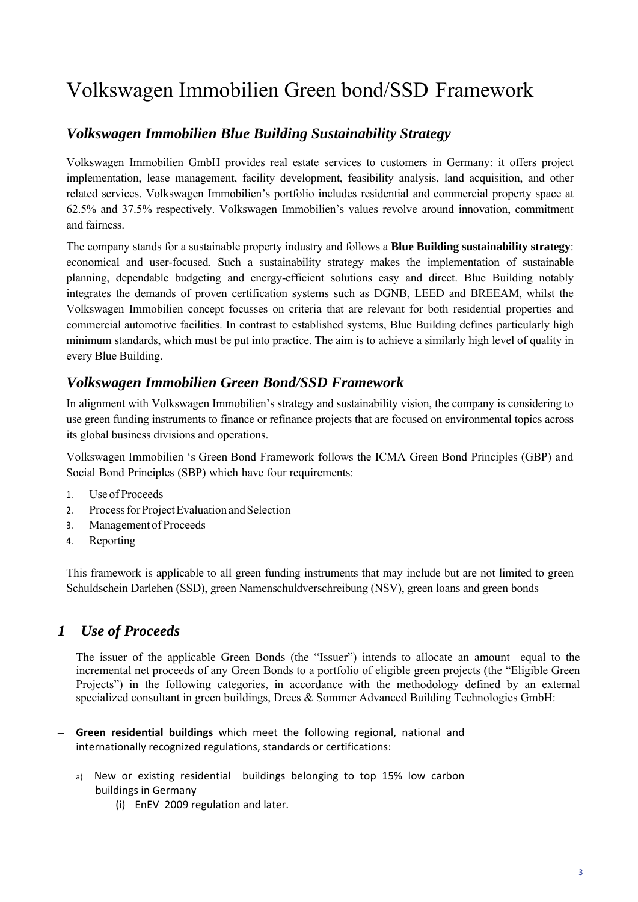# Volkswagen Immobilien Green bond/SSD Framework

## *Volkswagen Immobilien Blue Building Sustainability Strategy*

Volkswagen Immobilien GmbH provides real estate services to customers in Germany: it offers project implementation, lease management, facility development, feasibility analysis, land acquisition, and other related services. Volkswagen Immobilien's portfolio includes residential and commercial property space at 62.5% and 37.5% respectively. Volkswagen Immobilien's values revolve around innovation, commitment and fairness.

The company stands for a sustainable property industry and follows a **Blue Building sustainability strategy**: economical and user-focused. Such a sustainability strategy makes the implementation of sustainable planning, dependable budgeting and energy-efficient solutions easy and direct. Blue Building notably integrates the demands of proven certification systems such as DGNB, LEED and BREEAM, whilst the Volkswagen Immobilien concept focusses on criteria that are relevant for both residential properties and commercial automotive facilities. In contrast to established systems, Blue Building defines particularly high minimum standards, which must be put into practice. The aim is to achieve a similarly high level of quality in every Blue Building.

## *Volkswagen Immobilien Green Bond/SSD Framework*

In alignment with Volkswagen Immobilien's strategy and sustainability vision, the company is considering to use green funding instruments to finance or refinance projects that are focused on environmental topics across its global business divisions and operations.

Volkswagen Immobilien 's Green Bond Framework follows the ICMA Green Bond Principles (GBP) and Social Bond Principles (SBP) which have four requirements:

1. Use of Proceeds
2. Process for Project Evaluation and Selection
3. Management of Proceeds
4. Reporting

This framework is applicable to all green funding instruments that may include but are not limited to green Schuldschein Darlehen (SSD), green Namenschuldverschreibung (NSV), green loans and green bonds

## *1 Use of Proceeds*

The issuer of the applicable Green Bonds (the "Issuer") intends to allocate an amount equal to the incremental net proceeds of any Green Bonds to a portfolio of eligible green projects (the "Eligible Green Projects") in the following categories, in accordance with the methodology defined by an external specialized consultant in green buildings, Drees & Sommer Advanced Building Technologies GmbH:

- **Green residential buildings** which meet the following regional, national and internationally recognized regulations, standards or certifications:
  - a) New or existing residential buildings belonging to top 15% low carbon buildings in Germany
    - (i) EnEV 2009 regulation and later.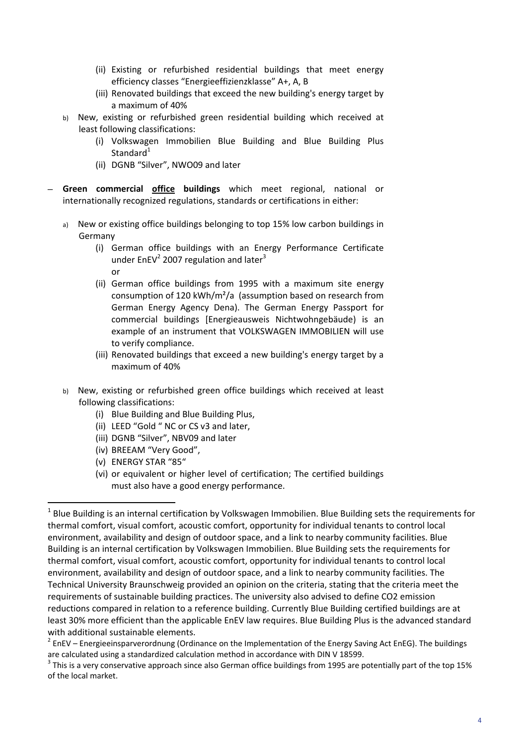- (ii) Existing or refurbished residential buildings that meet energy efficiency classes "Energieeffizienzklasse" A+, A, B
   - (iii) Renovated buildings that exceed the new building's energy target by a maximum of 40%

b) New, existing or refurbished green residential building which received at least following classifications:
   - (i) Volkswagen Immobilien Blue Building and Blue Building Plus Standard[1]
   - (ii) DGNB "Silver", NWO09 and later

– **Green commercial <u>office</u> buildings** which meet regional, national or internationally recognized regulations, standards or certifications in either:

a) New or existing office buildings belonging to top 15% low carbon buildings in Germany
   - (i) German office buildings with an Energy Performance Certificate under EnEV[2] 2007 regulation and later[3]
     or
   - (ii) German office buildings from 1995 with a maximum site energy consumption of 120 kWh/m²/a (assumption based on research from German Energy Agency Dena). The German Energy Passport for commercial buildings [Energieausweis Nichtwohngebäude] is an example of an instrument that VOLKSWAGEN IMMOBILIEN will use to verify compliance.
   - (iii) Renovated buildings that exceed a new building's energy target by a maximum of 40%

b) New, existing or refurbished green office buildings which received at least following classifications:
   - (i) Blue Building and Blue Building Plus,
   - (ii) LEED "Gold " NC or CS v3 and later,
   - (iii) DGNB "Silver", NBV09 and later
   - (iv) BREEAM "Very Good",
   - (v) ENERGY STAR "85"
   - (vi) or equivalent or higher level of certification; The certified buildings must also have a good energy performance.

---

[1] Blue Building is an internal certification by Volkswagen Immobilien. Blue Building sets the requirements for thermal comfort, visual comfort, acoustic comfort, opportunity for individual tenants to control local environment, availability and design of outdoor space, and a link to nearby community facilities. Blue Building is an internal certification by Volkswagen Immobilien. Blue Building sets the requirements for thermal comfort, visual comfort, acoustic comfort, opportunity for individual tenants to control local environment, availability and design of outdoor space, and a link to nearby community facilities. The Technical University Braunschweig provided an opinion on the criteria, stating that the criteria meet the requirements of sustainable building practices. The university also advised to define CO2 emission reductions compared in relation to a reference building. Currently Blue Building certified buildings are at least 30% more efficient than the applicable EnEV law requires. Blue Building Plus is the advanced standard with additional sustainable elements.

[2] EnEV – Energieeinsparverordnung (Ordinance on the Implementation of the Energy Saving Act EnEG). The buildings are calculated using a standardized calculation method in accordance with DIN V 18599.

[3] This is a very conservative approach since also German office buildings from 1995 are potentially part of the top 15% of the local market.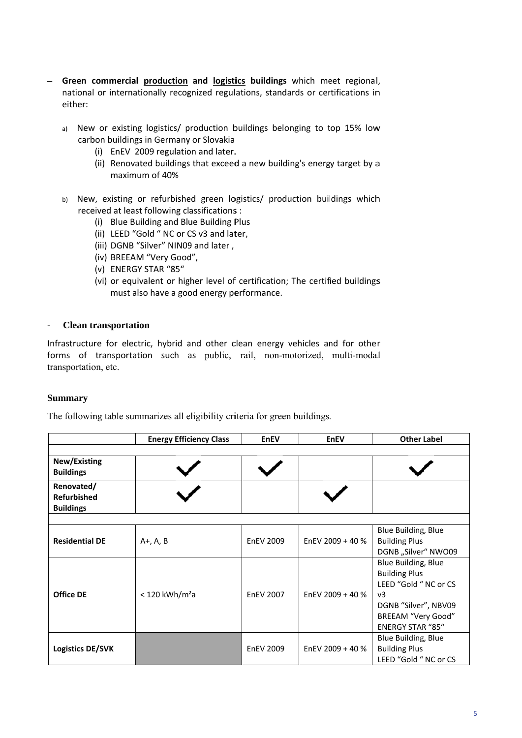- **Green commercial production and logistics buildings** which meet regional, national or internationally recognized regulations, standards or certifications in either:

  a) New or existing logistics/ production buildings belonging to top 15% low carbon buildings in Germany or Slovakia
     (i) EnEV 2009 regulation and later.
     (ii) Renovated buildings that exceed a new building's energy target by a maximum of 40%

  b) New, existing or refurbished green logistics/ production buildings which received at least following classifications :
     (i) Blue Building and Blue Building Plus
     (ii) LEED "Gold " NC or CS v3 and later,
     (iii) DGNB "Silver" NIN09 and later ,
     (iv) BREEAM "Very Good",
     (v) ENERGY STAR "85"
     (vi) or equivalent or higher level of certification; The certified buildings must also have a good energy performance.

- **Clean transportation**

Infrastructure for electric, hybrid and other clean energy vehicles and for other forms of transportation such as public, rail, non-motorized, multi-modal transportation, etc.

**Summary**

The following table summarizes all eligibility criteria for green buildings.

| | Energy Efficiency Class | EnEV | EnEV | Other Label |
|---|---|---|---|---|
| | | | | |
| **New/Existing Buildings** | ✓ | ✓ | | ✓ |
| **Renovated/ Refurbished Buildings** | ✓ | | ✓ | |
| | | | | |
| **Residential DE** | A+, A, B | EnEV 2009 | EnEV 2009 + 40 % | Blue Building, Blue Building Plus<br>DGNB „Silver" NWO09 |
| **Office DE** | < 120 kWh/m²a | EnEV 2007 | EnEV 2009 + 40 % | Blue Building, Blue Building Plus<br>LEED "Gold " NC or CS v3<br>DGNB "Silver", NBV09<br>BREEAM "Very Good"<br>ENERGY STAR "85" |
| **Logistics DE/SVK** | | EnEV 2009 | EnEV 2009 + 40 % | Blue Building, Blue Building Plus<br>LEED "Gold " NC or CS |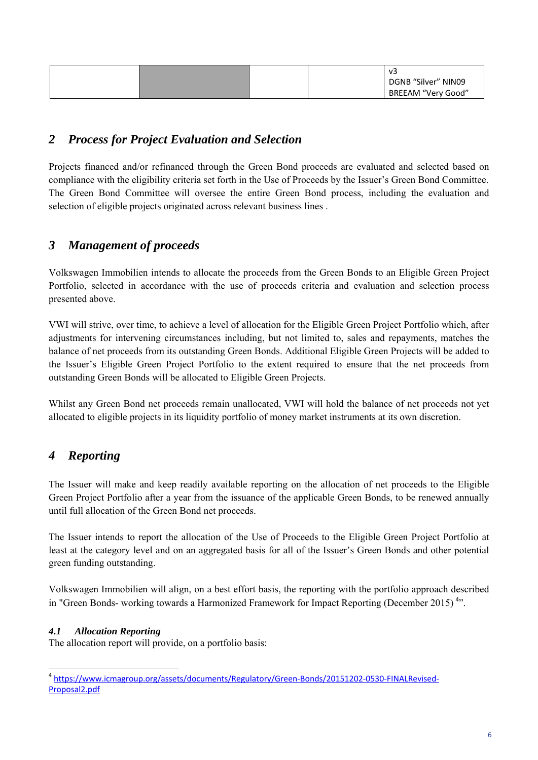| | | | | v3<br>DGNB "Silver" NIN09<br>BREEAM "Very Good" |
|---|---|---|---|---|

## 2 Process for Project Evaluation and Selection

Projects financed and/or refinanced through the Green Bond proceeds are evaluated and selected based on compliance with the eligibility criteria set forth in the Use of Proceeds by the Issuer's Green Bond Committee. The Green Bond Committee will oversee the entire Green Bond process, including the evaluation and selection of eligible projects originated across relevant business lines .

## 3 Management of proceeds

Volkswagen Immobilien intends to allocate the proceeds from the Green Bonds to an Eligible Green Project Portfolio, selected in accordance with the use of proceeds criteria and evaluation and selection process presented above.

VWI will strive, over time, to achieve a level of allocation for the Eligible Green Project Portfolio which, after adjustments for intervening circumstances including, but not limited to, sales and repayments, matches the balance of net proceeds from its outstanding Green Bonds. Additional Eligible Green Projects will be added to the Issuer's Eligible Green Project Portfolio to the extent required to ensure that the net proceeds from outstanding Green Bonds will be allocated to Eligible Green Projects.

Whilst any Green Bond net proceeds remain unallocated, VWI will hold the balance of net proceeds not yet allocated to eligible projects in its liquidity portfolio of money market instruments at its own discretion.

## 4 Reporting

The Issuer will make and keep readily available reporting on the allocation of net proceeds to the Eligible Green Project Portfolio after a year from the issuance of the applicable Green Bonds, to be renewed annually until full allocation of the Green Bond net proceeds.

The Issuer intends to report the allocation of the Use of Proceeds to the Eligible Green Project Portfolio at least at the category level and on an aggregated basis for all of the Issuer's Green Bonds and other potential green funding outstanding.

Volkswagen Immobilien will align, on a best effort basis, the reporting with the portfolio approach described in "Green Bonds- working towards a Harmonized Framework for Impact Reporting (December 2015) [4]".

### 4.1 Allocation Reporting

The allocation report will provide, on a portfolio basis:

[4] https://www.icmagroup.org/assets/documents/Regulatory/Green-Bonds/20151202-0530-FINALRevised-Proposal2.pdf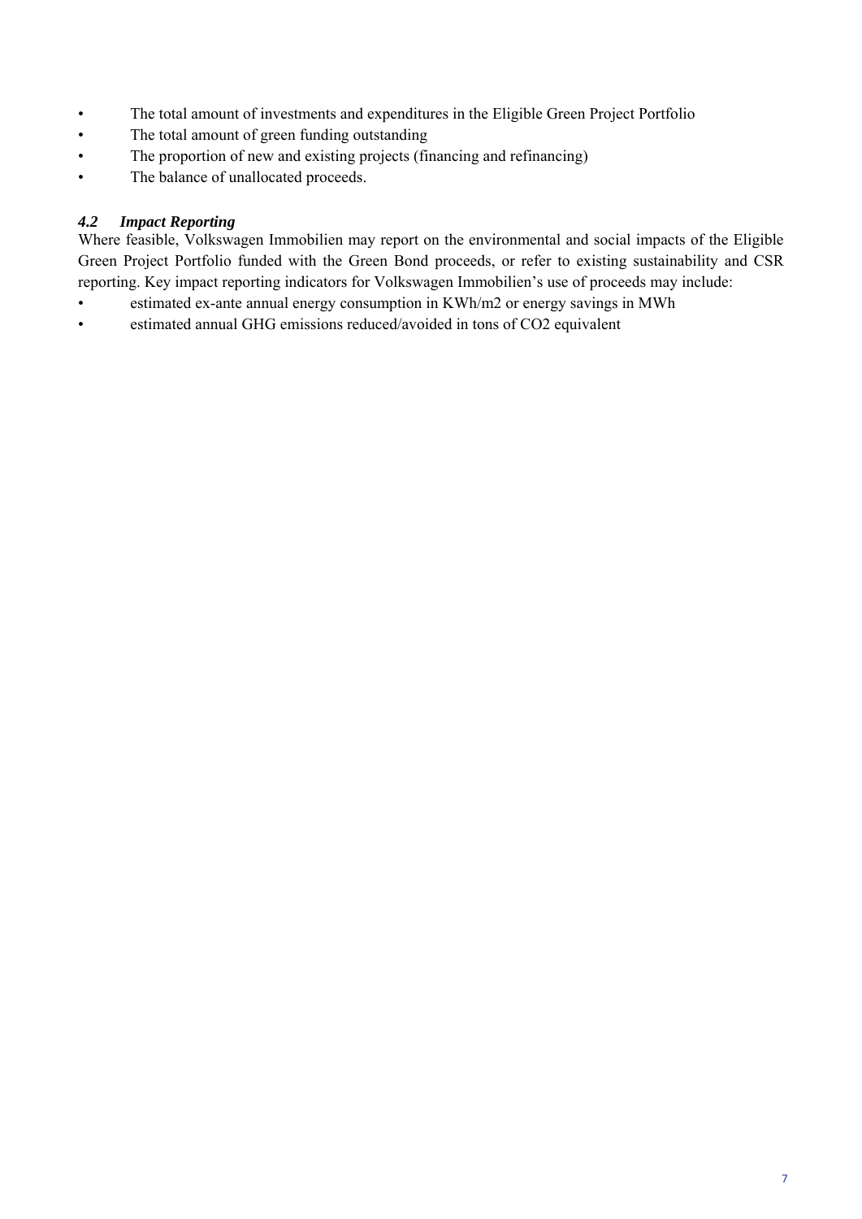- The total amount of investments and expenditures in the Eligible Green Project Portfolio
- The total amount of green funding outstanding
- The proportion of new and existing projects (financing and refinancing)
- The balance of unallocated proceeds.

### *4.2 Impact Reporting*

Where feasible, Volkswagen Immobilien may report on the environmental and social impacts of the Eligible Green Project Portfolio funded with the Green Bond proceeds, or refer to existing sustainability and CSR reporting. Key impact reporting indicators for Volkswagen Immobilien's use of proceeds may include:

- estimated ex-ante annual energy consumption in KWh/m2 or energy savings in MWh
- estimated annual GHG emissions reduced/avoided in tons of $CO_2$ equivalent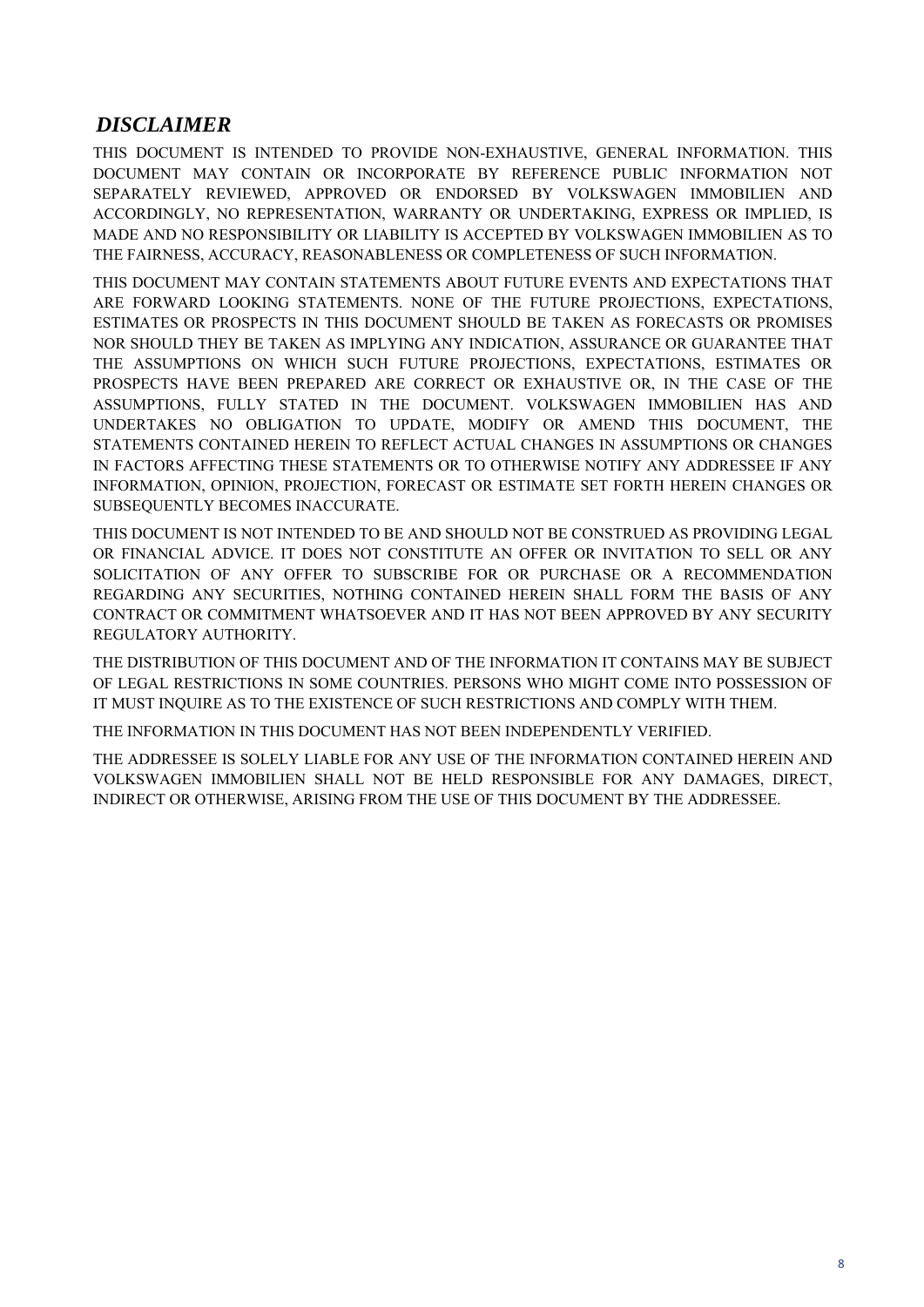## *DISCLAIMER*

THIS DOCUMENT IS INTENDED TO PROVIDE NON-EXHAUSTIVE, GENERAL INFORMATION. THIS DOCUMENT MAY CONTAIN OR INCORPORATE BY REFERENCE PUBLIC INFORMATION NOT SEPARATELY REVIEWED, APPROVED OR ENDORSED BY VOLKSWAGEN IMMOBILIEN AND ACCORDINGLY, NO REPRESENTATION, WARRANTY OR UNDERTAKING, EXPRESS OR IMPLIED, IS MADE AND NO RESPONSIBILITY OR LIABILITY IS ACCEPTED BY VOLKSWAGEN IMMOBILIEN AS TO THE FAIRNESS, ACCURACY, REASONABLENESS OR COMPLETENESS OF SUCH INFORMATION.

THIS DOCUMENT MAY CONTAIN STATEMENTS ABOUT FUTURE EVENTS AND EXPECTATIONS THAT ARE FORWARD LOOKING STATEMENTS. NONE OF THE FUTURE PROJECTIONS, EXPECTATIONS, ESTIMATES OR PROSPECTS IN THIS DOCUMENT SHOULD BE TAKEN AS FORECASTS OR PROMISES NOR SHOULD THEY BE TAKEN AS IMPLYING ANY INDICATION, ASSURANCE OR GUARANTEE THAT THE ASSUMPTIONS ON WHICH SUCH FUTURE PROJECTIONS, EXPECTATIONS, ESTIMATES OR PROSPECTS HAVE BEEN PREPARED ARE CORRECT OR EXHAUSTIVE OR, IN THE CASE OF THE ASSUMPTIONS, FULLY STATED IN THE DOCUMENT. VOLKSWAGEN IMMOBILIEN HAS AND UNDERTAKES NO OBLIGATION TO UPDATE, MODIFY OR AMEND THIS DOCUMENT, THE STATEMENTS CONTAINED HEREIN TO REFLECT ACTUAL CHANGES IN ASSUMPTIONS OR CHANGES IN FACTORS AFFECTING THESE STATEMENTS OR TO OTHERWISE NOTIFY ANY ADDRESSEE IF ANY INFORMATION, OPINION, PROJECTION, FORECAST OR ESTIMATE SET FORTH HEREIN CHANGES OR SUBSEQUENTLY BECOMES INACCURATE.

THIS DOCUMENT IS NOT INTENDED TO BE AND SHOULD NOT BE CONSTRUED AS PROVIDING LEGAL OR FINANCIAL ADVICE. IT DOES NOT CONSTITUTE AN OFFER OR INVITATION TO SELL OR ANY SOLICITATION OF ANY OFFER TO SUBSCRIBE FOR OR PURCHASE OR A RECOMMENDATION REGARDING ANY SECURITIES, NOTHING CONTAINED HEREIN SHALL FORM THE BASIS OF ANY CONTRACT OR COMMITMENT WHATSOEVER AND IT HAS NOT BEEN APPROVED BY ANY SECURITY REGULATORY AUTHORITY.

THE DISTRIBUTION OF THIS DOCUMENT AND OF THE INFORMATION IT CONTAINS MAY BE SUBJECT OF LEGAL RESTRICTIONS IN SOME COUNTRIES. PERSONS WHO MIGHT COME INTO POSSESSION OF IT MUST INQUIRE AS TO THE EXISTENCE OF SUCH RESTRICTIONS AND COMPLY WITH THEM.

THE INFORMATION IN THIS DOCUMENT HAS NOT BEEN INDEPENDENTLY VERIFIED.

THE ADDRESSEE IS SOLELY LIABLE FOR ANY USE OF THE INFORMATION CONTAINED HEREIN AND VOLKSWAGEN IMMOBILIEN SHALL NOT BE HELD RESPONSIBLE FOR ANY DAMAGES, DIRECT, INDIRECT OR OTHERWISE, ARISING FROM THE USE OF THIS DOCUMENT BY THE ADDRESSEE.